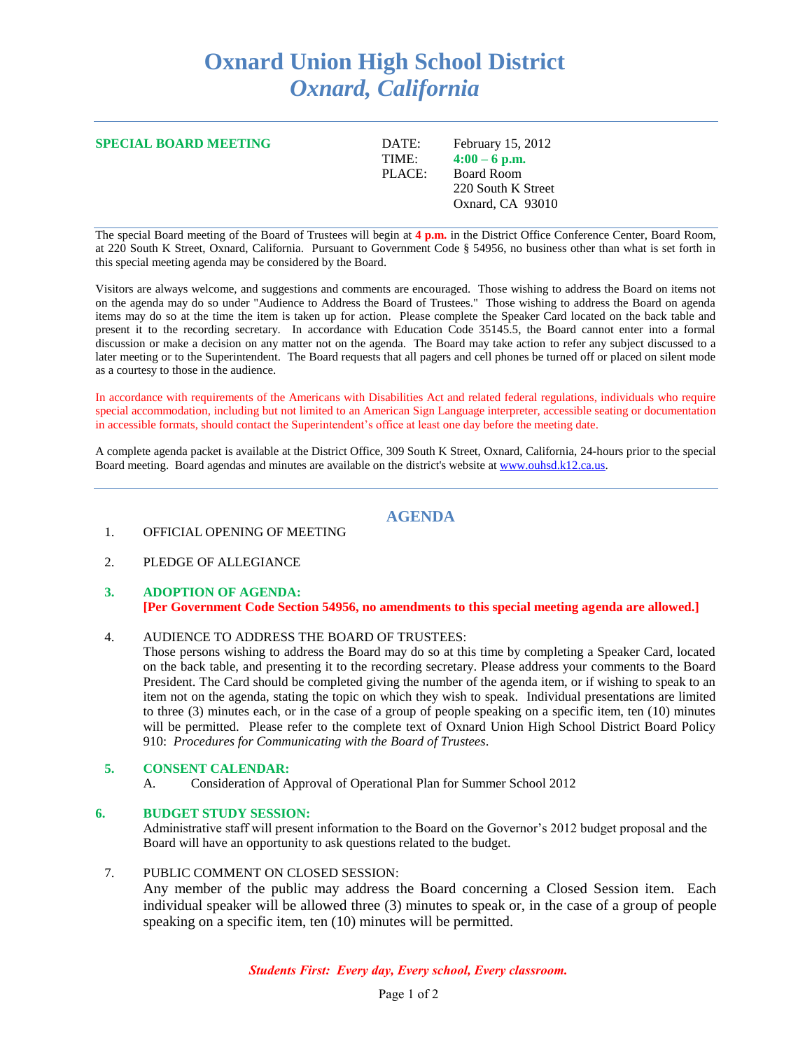# Oxnard Union High School District
## *Oxnard, California*

---

**SPECIAL BOARD MEETING**

DATE: February 15, 2012
TIME: **4:00 – 6 p.m.**
PLACE: Board Room
220 South K Street
Oxnard, CA 93010

---

The special Board meeting of the Board of Trustees will begin at **4 p.m.** in the District Office Conference Center, Board Room, at 220 South K Street, Oxnard, California. Pursuant to Government Code § 54956, no business other than what is set forth in this special meeting agenda may be considered by the Board.

Visitors are always welcome, and suggestions and comments are encouraged. Those wishing to address the Board on items not on the agenda may do so under "Audience to Address the Board of Trustees." Those wishing to address the Board on agenda items may do so at the time the item is taken up for action. Please complete the Speaker Card located on the back table and present it to the recording secretary. In accordance with Education Code 35145.5, the Board cannot enter into a formal discussion or make a decision on any matter not on the agenda. The Board may take action to refer any subject discussed to a later meeting or to the Superintendent. The Board requests that all pagers and cell phones be turned off or placed on silent mode as a courtesy to those in the audience.

In accordance with requirements of the Americans with Disabilities Act and related federal regulations, individuals who require special accommodation, including but not limited to an American Sign Language interpreter, accessible seating or documentation in accessible formats, should contact the Superintendent's office at least one day before the meeting date.

A complete agenda packet is available at the District Office, 309 South K Street, Oxnard, California, 24-hours prior to the special Board meeting. Board agendas and minutes are available on the district's website at www.ouhsd.k12.ca.us.

---

## AGENDA

1. OFFICIAL OPENING OF MEETING

2. PLEDGE OF ALLEGIANCE

3. **ADOPTION OF AGENDA:**
   **[Per Government Code Section 54956, no amendments to this special meeting agenda are allowed.]**

4. AUDIENCE TO ADDRESS THE BOARD OF TRUSTEES:
   Those persons wishing to address the Board may do so at this time by completing a Speaker Card, located on the back table, and presenting it to the recording secretary. Please address your comments to the Board President. The Card should be completed giving the number of the agenda item, or if wishing to speak to an item not on the agenda, stating the topic on which they wish to speak. Individual presentations are limited to three (3) minutes each, or in the case of a group of people speaking on a specific item, ten (10) minutes will be permitted. Please refer to the complete text of Oxnard Union High School District Board Policy 910: *Procedures for Communicating with the Board of Trustees*.

5. **CONSENT CALENDAR:**
   A. Consideration of Approval of Operational Plan for Summer School 2012

6. **BUDGET STUDY SESSION:**
   Administrative staff will present information to the Board on the Governor's 2012 budget proposal and the Board will have an opportunity to ask questions related to the budget.

7. PUBLIC COMMENT ON CLOSED SESSION:
   Any member of the public may address the Board concerning a Closed Session item. Each individual speaker will be allowed three (3) minutes to speak or, in the case of a group of people speaking on a specific item, ten (10) minutes will be permitted.

***Students First: Every day, Every school, Every classroom.***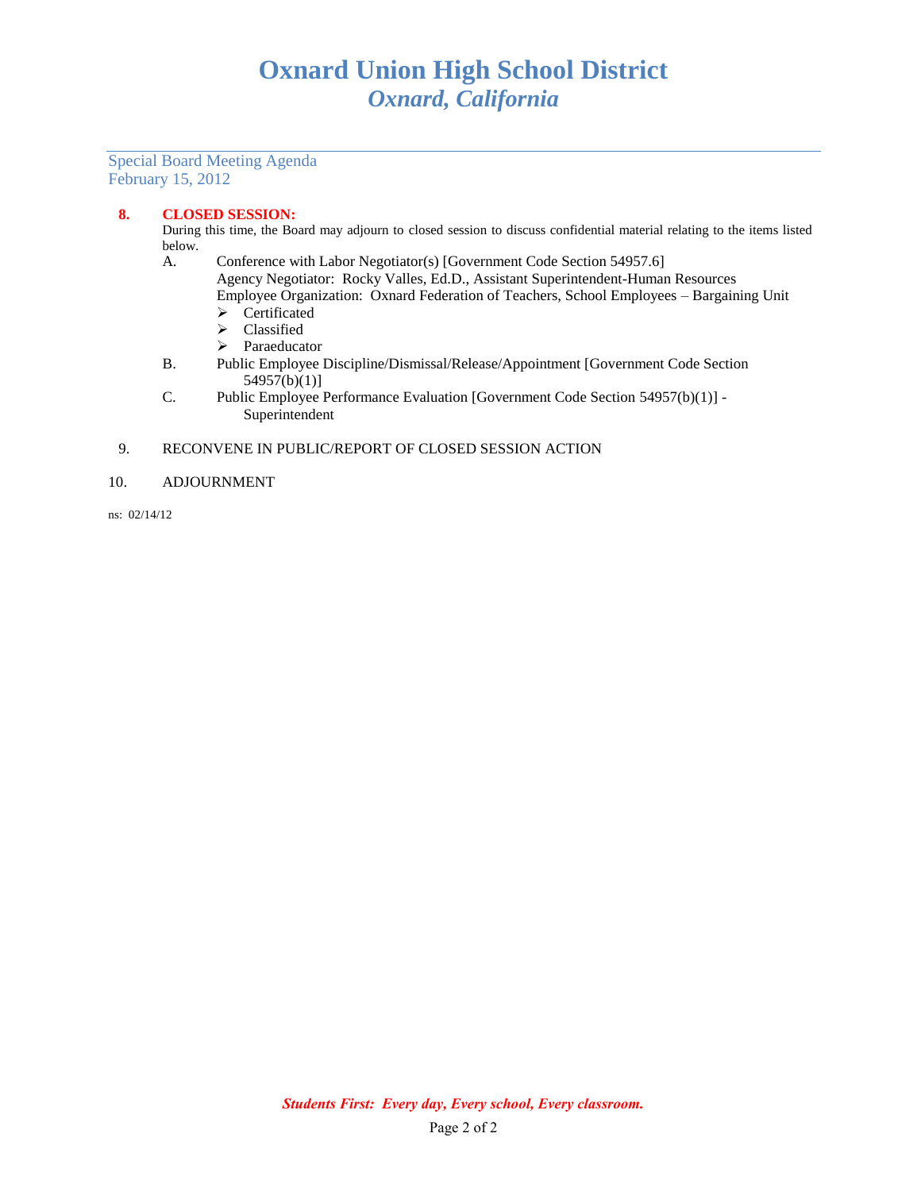# Oxnard Union High School District
## *Oxnard, California*

Special Board Meeting Agenda
February 15, 2012

**8. CLOSED SESSION:**

During this time, the Board may adjourn to closed session to discuss confidential material relating to the items listed below.

A. Conference with Labor Negotiator(s) [Government Code Section 54957.6]
Agency Negotiator: Rocky Valles, Ed.D., Assistant Superintendent-Human Resources
Employee Organization: Oxnard Federation of Teachers, School Employees – Bargaining Unit
- Certificated
- Classified
- Paraeducator

B. Public Employee Discipline/Dismissal/Release/Appointment [Government Code Section 54957(b)(1)]

C. Public Employee Performance Evaluation [Government Code Section 54957(b)(1)] - Superintendent

9. RECONVENE IN PUBLIC/REPORT OF CLOSED SESSION ACTION

10. ADJOURNMENT

ns: 02/14/12

*Students First: Every day, Every school, Every classroom.*